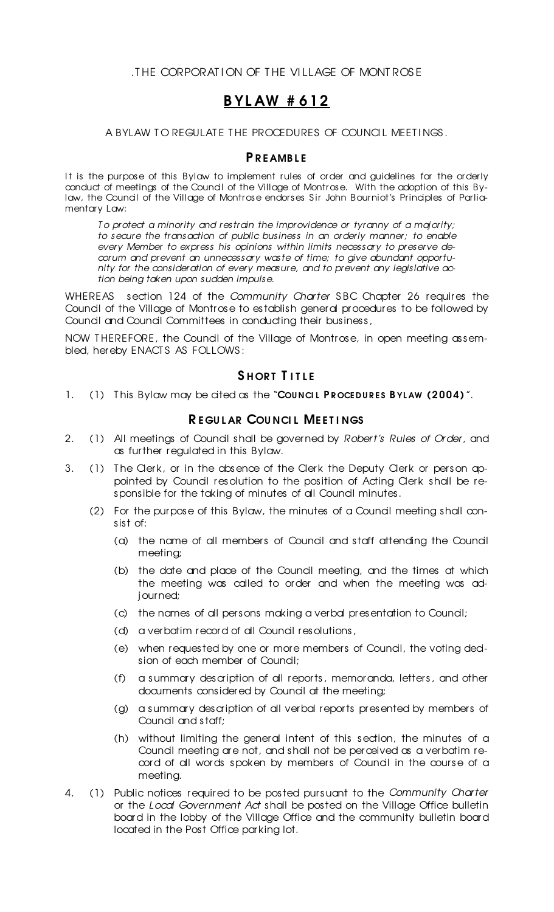.THE CORPORATION OF THE VILLAGE OF MONTROSE

# BYLAW #612

A BYLAW TO REGULATE THE PROCEDURES OF COUNCIL MEETINGS.

## PREAMBLE

It is the purpose of this Bylaw to implement rules of order and guidelines for the orderly conduct of meetings of the Council of the Village of Montrose. With the adoption of this Bylaw, the Council of the Village of Montrose endorses Sir John Bourniot's Principles of Parliamentary Law:

> *To protect a minority and restrain the improvidence or tyranny of a majority; to secure the transaction of public business in an orderly manner; to enable every Member to express his opinions within limits necessary to preserve decorum and prevent an unnecessary waste of time; to give abundant opportunity for the consideration of every measure, and to prevent any legislative action being taken upon sudden impulse.*

WHEREAS section 124 of the *Community Charter* SBC Chapter 26 requires the Council of the Village of Montrose to establish general procedures to be followed by Council and Council Committees in conducting their business,

NOW THEREFORE, the Council of the Village of Montrose, in open meeting assembled, hereby ENACTS AS FOLLOWS:

## SHORT TITLE

1. (1) This Bylaw may be cited as the "**COUNCIL PROCEDURES BYLAW (2004)**".

## REGULAR COUNCIL MEETINGS

2. (1) All meetings of Council shall be governed by *Robert's Rules of Order*, and as further regulated in this Bylaw.

3. (1) The Clerk, or in the absence of the Clerk the Deputy Clerk or person appointed by Council resolution to the position of Acting Clerk shall be responsible for the taking of minutes of all Council minutes.

   (2) For the purpose of this Bylaw, the minutes of a Council meeting shall consist of:

   (a) the name of all members of Council and staff attending the Council meeting;

   (b) the date and place of the Council meeting, and the times at which the meeting was called to order and when the meeting was adjourned;

   (c) the names of all persons making a verbal presentation to Council;

   (d) a verbatim record of all Council resolutions,

   (e) when requested by one or more members of Council, the voting decision of each member of Council;

   (f) a summary description of all reports, memoranda, letters, and other documents considered by Council at the meeting;

   (g) a summary description of all verbal reports presented by members of Council and staff;

   (h) without limiting the general intent of this section, the minutes of a Council meeting are not, and shall not be perceived as a verbatim record of all words spoken by members of Council in the course of a meeting.

4. (1) Public notices required to be posted pursuant to the *Community Charter* or the *Local Government Act* shall be posted on the Village Office bulletin board in the lobby of the Village Office and the community bulletin board located in the Post Office parking lot.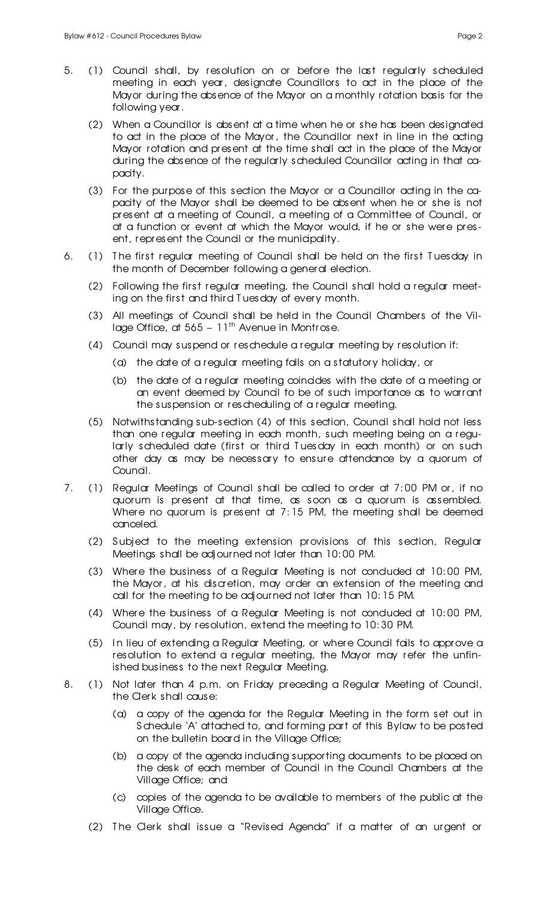5. (1) Council shall, by resolution on or before the last regularly scheduled meeting in each year, designate Councillors to act in the place of the Mayor during the absence of the Mayor on a monthly rotation basis for the following year.

   (2) When a Councillor is absent at a time when he or she has been designated to act in the place of the Mayor, the Councillor next in line in the acting Mayor rotation and present at the time shall act in the place of the Mayor during the absence of the regularly scheduled Councillor acting in that capacity.

   (3) For the purpose of this section the Mayor or a Councillor acting in the capacity of the Mayor shall be deemed to be absent when he or she is not present at a meeting of Council, a meeting of a Committee of Council, or at a function or event at which the Mayor would, if he or she were present, represent the Council or the municipality.

6. (1) The first regular meeting of Council shall be held on the first Tuesday in the month of December following a general election.

   (2) Following the first regular meeting, the Council shall hold a regular meeting on the first and third Tuesday of every month.

   (3) All meetings of Council shall be held in the Council Chambers of the Village Office, at 565 – 11th Avenue in Montrose.

   (4) Council may suspend or reschedule a regular meeting by resolution if:

      (a) the date of a regular meeting falls on a statutory holiday, or

      (b) the date of a regular meeting coincides with the date of a meeting or an event deemed by Council to be of such importance as to warrant the suspension or rescheduling of a regular meeting.

   (5) Notwithstanding sub-section (4) of this section, Council shall hold not less than one regular meeting in each month, such meeting being on a regularly scheduled date (first or third Tuesday in each month) or on such other day as may be necessary to ensure attendance by a quorum of Council.

7. (1) Regular Meetings of Council shall be called to order at 7:00 PM or, if no quorum is present at that time, as soon as a quorum is assembled. Where no quorum is present at 7:15 PM, the meeting shall be deemed canceled.

   (2) Subject to the meeting extension provisions of this section, Regular Meetings shall be adjourned not later than 10:00 PM.

   (3) Where the business of a Regular Meeting is not concluded at 10:00 PM, the Mayor, at his discretion, may order an extension of the meeting and call for the meeting to be adjourned not later than 10:15 PM.

   (4) Where the business of a Regular Meeting is not concluded at 10:00 PM, Council may, by resolution, extend the meeting to 10:30 PM.

   (5) In lieu of extending a Regular Meeting, or where Council fails to approve a resolution to extend a regular meeting, the Mayor may refer the unfinished business to the next Regular Meeting.

8. (1) Not later than 4 p.m. on Friday preceding a Regular Meeting of Council, the Clerk shall cause:

      (a) a copy of the agenda for the Regular Meeting in the form set out in Schedule 'A' attached to, and forming part of this Bylaw to be posted on the bulletin board in the Village Office;

      (b) a copy of the agenda including supporting documents to be placed on the desk of each member of Council in the Council Chambers at the Village Office; and

      (c) copies of the agenda to be available to members of the public at the Village Office.

   (2) The Clerk shall issue a "Revised Agenda" if a matter of an urgent or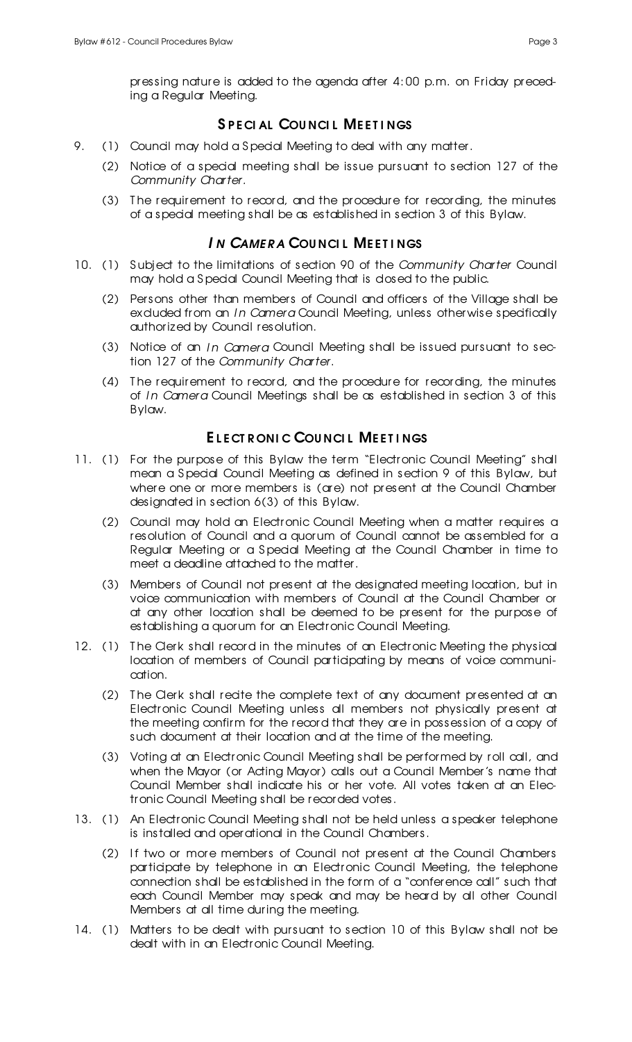pressing nature is added to the agenda after 4:00 p.m. on Friday preceding a Regular Meeting.

## SPECIAL COUNCIL MEETINGS

9. (1) Council may hold a Special Meeting to deal with any matter.

   (2) Notice of a special meeting shall be issue pursuant to section 127 of the *Community Charter.*

   (3) The requirement to record, and the procedure for recording, the minutes of a special meeting shall be as established in section 3 of this Bylaw.

## *IN CAMERA* COUNCIL MEETINGS

10. (1) Subject to the limitations of section 90 of the *Community Charter* Council may hold a Special Council Meeting that is closed to the public.

    (2) Persons other than members of Council and officers of the Village shall be excluded from an *In Camera* Council Meeting, unless otherwise specifically authorized by Council resolution.

    (3) Notice of an *In Camera* Council Meeting shall be issued pursuant to section 127 of the *Community Charter*.

    (4) The requirement to record, and the procedure for recording, the minutes of *In Camera* Council Meetings shall be as established in section 3 of this Bylaw.

## ELECTRONIC COUNCIL MEETINGS

11. (1) For the purpose of this Bylaw the term "Electronic Council Meeting" shall mean a Special Council Meeting as defined in section 9 of this Bylaw, but where one or more members is (are) not present at the Council Chamber designated in section 6(3) of this Bylaw.

    (2) Council may hold an Electronic Council Meeting when a matter requires a resolution of Council and a quorum of Council cannot be assembled for a Regular Meeting or a Special Meeting at the Council Chamber in time to meet a deadline attached to the matter.

    (3) Members of Council not present at the designated meeting location, but in voice communication with members of Council at the Council Chamber or at any other location shall be deemed to be present for the purpose of establishing a quorum for an Electronic Council Meeting.

12. (1) The Clerk shall record in the minutes of an Electronic Meeting the physical location of members of Council participating by means of voice communication.

    (2) The Clerk shall recite the complete text of any document presented at an Electronic Council Meeting unless all members not physically present at the meeting confirm for the record that they are in possession of a copy of such document at their location and at the time of the meeting.

    (3) Voting at an Electronic Council Meeting shall be performed by roll call, and when the Mayor (or Acting Mayor) calls out a Council Member's name that Council Member shall indicate his or her vote. All votes taken at an Electronic Council Meeting shall be recorded votes.

13. (1) An Electronic Council Meeting shall not be held unless a speaker telephone is installed and operational in the Council Chambers.

    (2) If two or more members of Council not present at the Council Chambers participate by telephone in an Electronic Council Meeting, the telephone connection shall be established in the form of a "conference call" such that each Council Member may speak and may be heard by all other Council Members at all time during the meeting.

14. (1) Matters to be dealt with pursuant to section 10 of this Bylaw shall not be dealt with in an Electronic Council Meeting.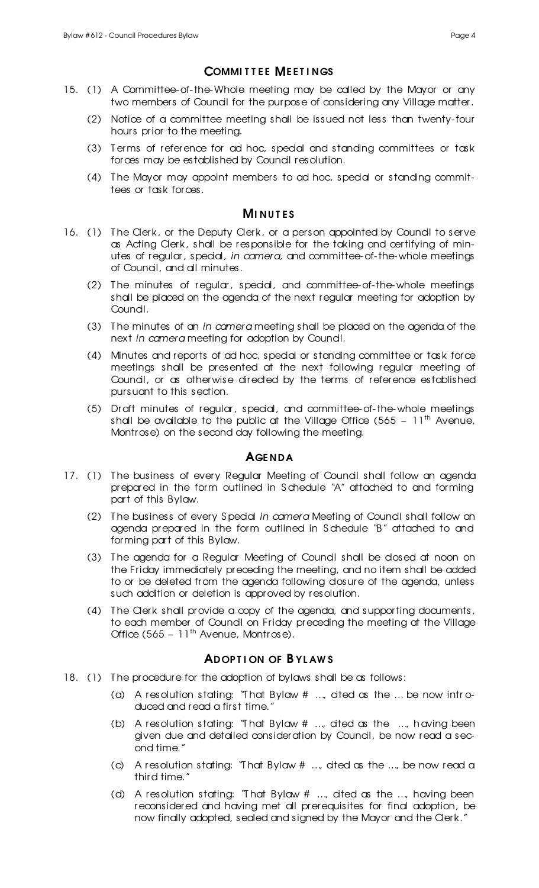## COMMITTEE MEETINGS

15. (1) A Committee-of-the-Whole meeting may be called by the Mayor or any two members of Council for the purpose of considering any Village matter.

    (2) Notice of a committee meeting shall be issued not less than twenty-four hours prior to the meeting.

    (3) Terms of reference for ad hoc, special and standing committees or task forces may be established by Council resolution.

    (4) The Mayor may appoint members to ad hoc, special or standing committees or task forces.

## MINUTES

16. (1) The Clerk, or the Deputy Clerk, or a person appointed by Council to serve as Acting Clerk, shall be responsible for the taking and certifying of minutes of regular, special, *in camera*, and committee-of-the-whole meetings of Council, and all minutes.

    (2) The minutes of regular, special, and committee-of-the-whole meetings shall be placed on the agenda of the next regular meeting for adoption by Council.

    (3) The minutes of an *in camera* meeting shall be placed on the agenda of the next *in camera* meeting for adoption by Council.

    (4) Minutes and reports of ad hoc, special or standing committee or task force meetings shall be presented at the next following regular meeting of Council, or as otherwise directed by the terms of reference established pursuant to this section.

    (5) Draft minutes of regular, special, and committee-of-the-whole meetings shall be available to the public at the Village Office (565 – 11th Avenue, Montrose) on the second day following the meeting.

## AGENDA

17. (1) The business of every Regular Meeting of Council shall follow an agenda prepared in the form outlined in Schedule "A" attached to and forming part of this Bylaw.

    (2) The business of every Special *in camera* Meeting of Council shall follow an agenda prepared in the form outlined in Schedule "B" attached to and forming part of this Bylaw.

    (3) The agenda for a Regular Meeting of Council shall be closed at noon on the Friday immediately preceding the meeting, and no item shall be added to or be deleted from the agenda following closure of the agenda, unless such addition or deletion is approved by resolution.

    (4) The Clerk shall provide a copy of the agenda, and supporting documents, to each member of Council on Friday preceding the meeting at the Village Office (565 – 11th Avenue, Montrose).

## ADOPTION OF BYLAWS

18. (1) The procedure for the adoption of bylaws shall be as follows:

    (a) A resolution stating: "That Bylaw # …, cited as the … be now introduced and read a first time."

    (b) A resolution stating: "That Bylaw # …, cited as the …, having been given due and detailed consideration by Council, be now read a second time."

    (c) A resolution stating: "That Bylaw # …, cited as the …, be now read a third time."

    (d) A resolution stating: "That Bylaw # …, cited as the …, having been reconsidered and having met all prerequisites for final adoption, be now finally adopted, sealed and signed by the Mayor and the Clerk."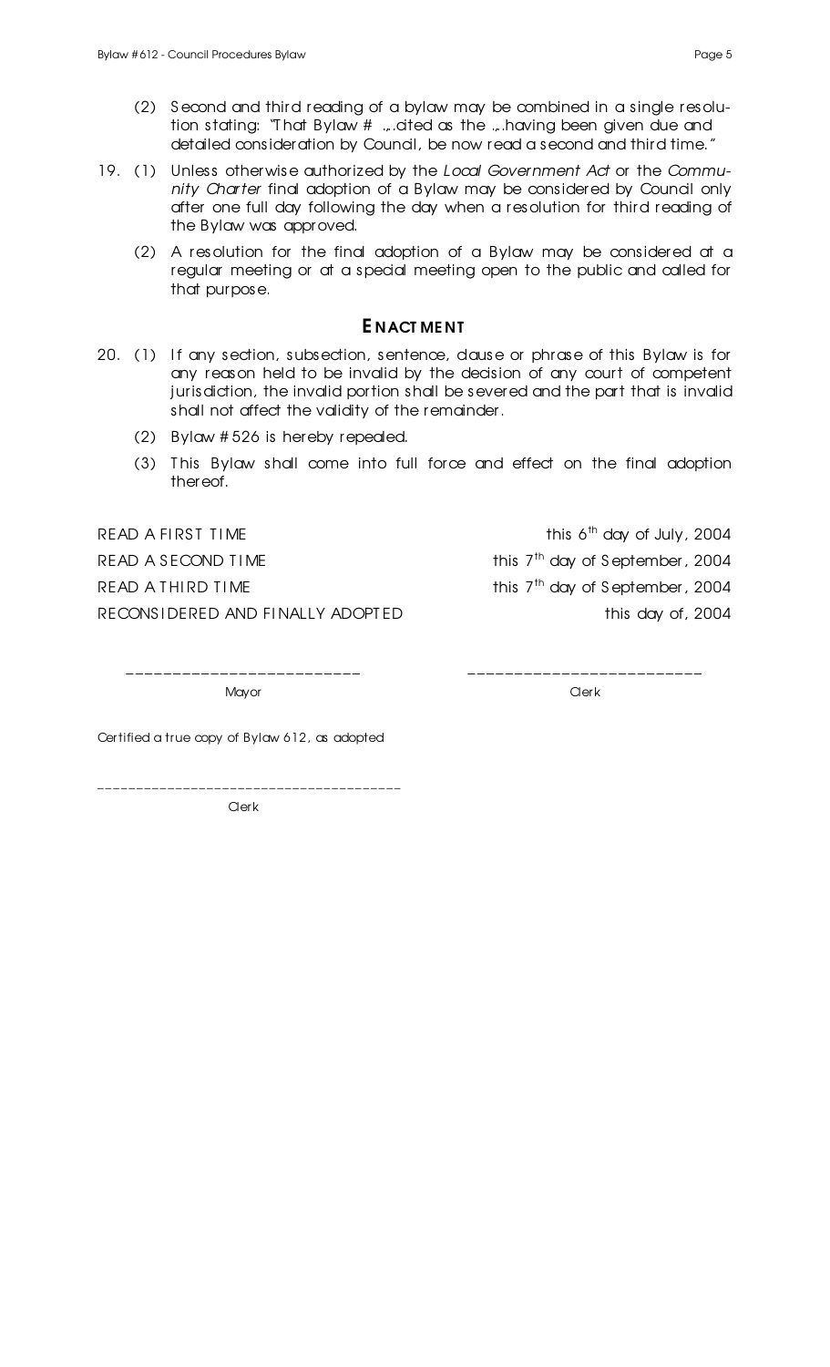(2) Second and third reading of a bylaw may be combined in a single resolution stating: "That Bylaw # ….cited as the ….having been given due and detailed consideration by Council, be now read a second and third time."

19. (1) Unless otherwise authorized by the *Local Government Act* or the *Community Charter* final adoption of a Bylaw may be considered by Council only after one full day following the day when a resolution for third reading of the Bylaw was approved.

    (2) A resolution for the final adoption of a Bylaw may be considered at a regular meeting or at a special meeting open to the public and called for that purpose.

## ENACTMENT

20. (1) If any section, subsection, sentence, clause or phrase of this Bylaw is for any reason held to be invalid by the decision of any court of competent jurisdiction, the invalid portion shall be severed and the part that is invalid shall not affect the validity of the remainder.

    (2) Bylaw # 526 is hereby repealed.

    (3) This Bylaw shall come into full force and effect on the final adoption thereof.

READ A FIRST TIME this 6th day of July, 2004

READ A SECOND TIME this 7th day of September, 2004

READ A THIRD TIME this 7th day of September, 2004

RECONSIDERED AND FINALLY ADOPTED this day of, 2004

________________________ Mayor

________________________ Clerk

Certified a true copy of Bylaw 612, as adopted

____________________________________

Clerk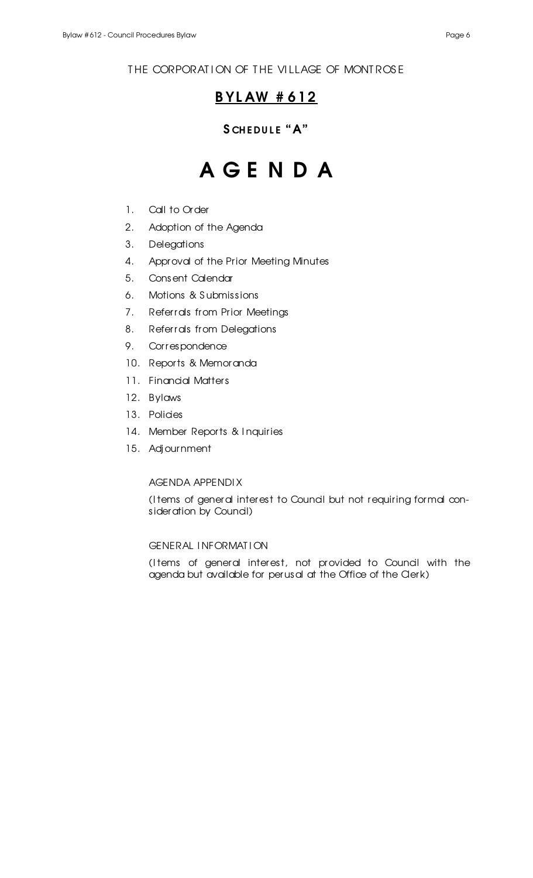THE CORPORATION OF THE VILLAGE OF MONTROSE

## BYLAW #612

### SCHEDULE "A"

# A G E N D A

1. Call to Order
2. Adoption of the Agenda
3. Delegations
4. Approval of the Prior Meeting Minutes
5. Consent Calendar
6. Motions & Submissions
7. Referrals from Prior Meetings
8. Referrals from Delegations
9. Correspondence
10. Reports & Memoranda
11. Financial Matters
12. Bylaws
13. Policies
14. Member Reports & Inquiries
15. Adjournment

AGENDA APPENDIX

(Items of general interest to Council but not requiring formal consideration by Council)

GENERAL INFORMATION

(Items of general interest, not provided to Council with the agenda but available for perusal at the Office of the Clerk)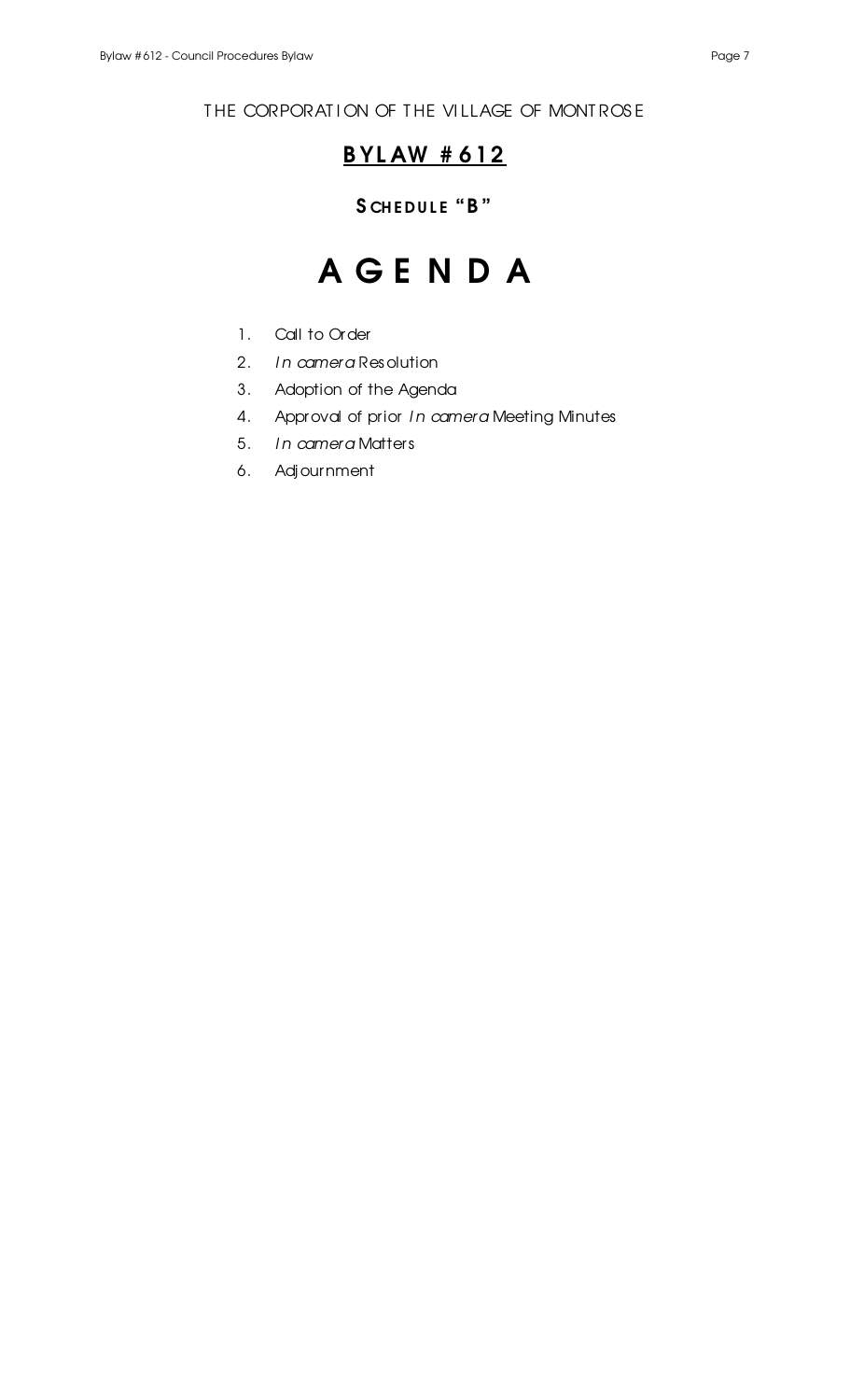THE CORPORATION OF THE VILLAGE OF MONTROSE

## **BYLAW #612**

### **SCHEDULE "B"**

# **AGENDA**

1. Call to Order
2. *In camera* Resolution
3. Adoption of the Agenda
4. Approval of prior *In camera* Meeting Minutes
5. *In camera* Matters
6. Adjournment